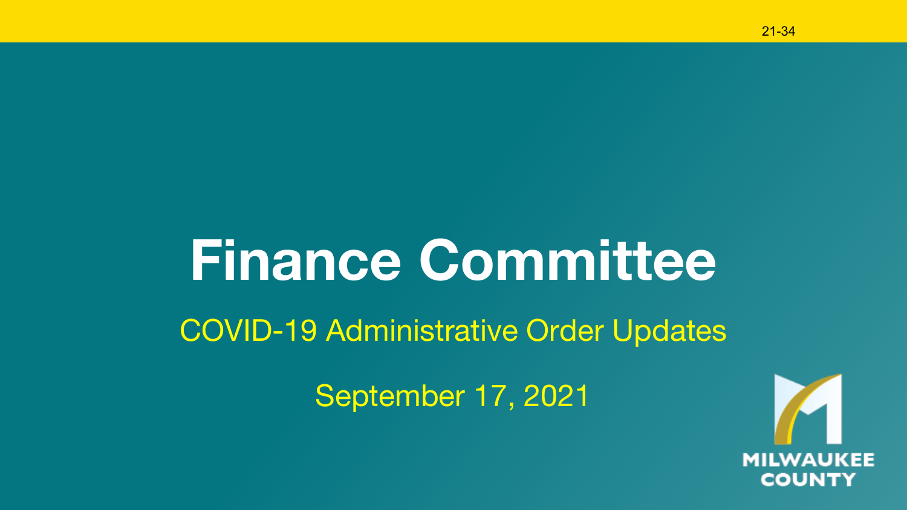21-34

# Finance Committee

## COVID-19 Administrative Order Updates

September 17, 2021

MILWAUKEE COUNTY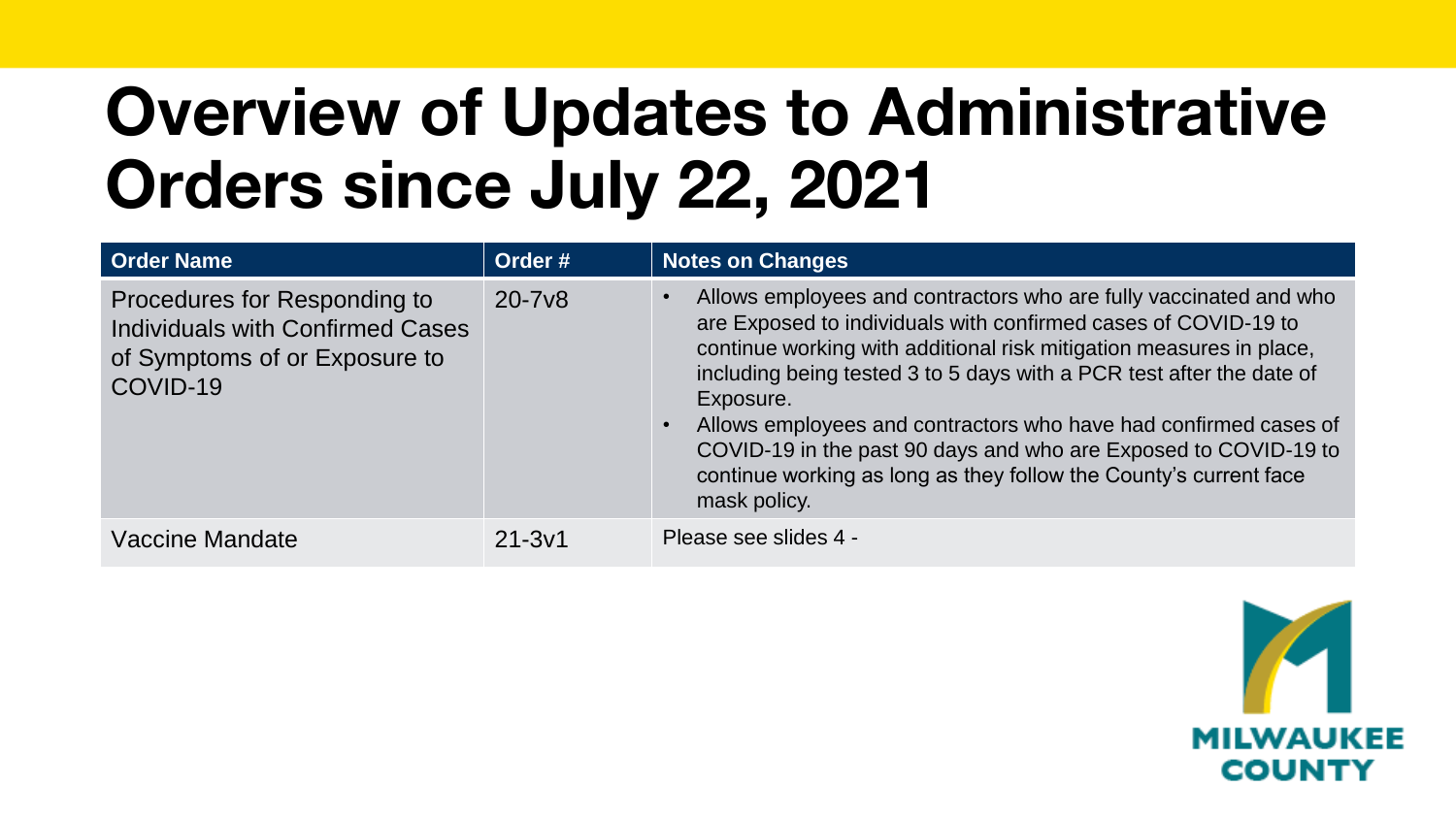# Overview of Updates to Administrative Orders since July 22, 2021

| Order Name | Order # | Notes on Changes |
|---|---|---|
| Procedures for Responding to Individuals with Confirmed Cases of Symptoms of or Exposure to COVID-19 | 20-7v8 | • Allows employees and contractors who are fully vaccinated and who are Exposed to individuals with confirmed cases of COVID-19 to continue working with additional risk mitigation measures in place, including being tested 3 to 5 days with a PCR test after the date of Exposure. <br> • Allows employees and contractors who have had confirmed cases of COVID-19 in the past 90 days and who are Exposed to COVID-19 to continue working as long as they follow the County's current face mask policy. |
| Vaccine Mandate | 21-3v1 | Please see slides 4 - |

MILWAUKEE COUNTY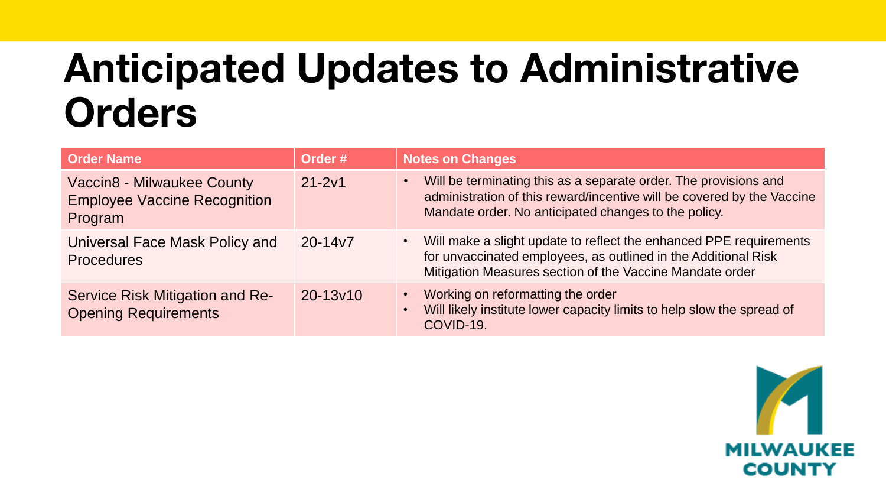# Anticipated Updates to Administrative Orders

| Order Name | Order # | Notes on Changes |
| --- | --- | --- |
| Vaccin8 - Milwaukee County Employee Vaccine Recognition Program | 21-2v1 | • Will be terminating this as a separate order. The provisions and administration of this reward/incentive will be covered by the Vaccine Mandate order. No anticipated changes to the policy. |
| Universal Face Mask Policy and Procedures | 20-14v7 | • Will make a slight update to reflect the enhanced PPE requirements for unvaccinated employees, as outlined in the Additional Risk Mitigation Measures section of the Vaccine Mandate order |
| Service Risk Mitigation and Re-Opening Requirements | 20-13v10 | • Working on reformatting the order<br>• Will likely institute lower capacity limits to help slow the spread of COVID-19. |

MILWAUKEE COUNTY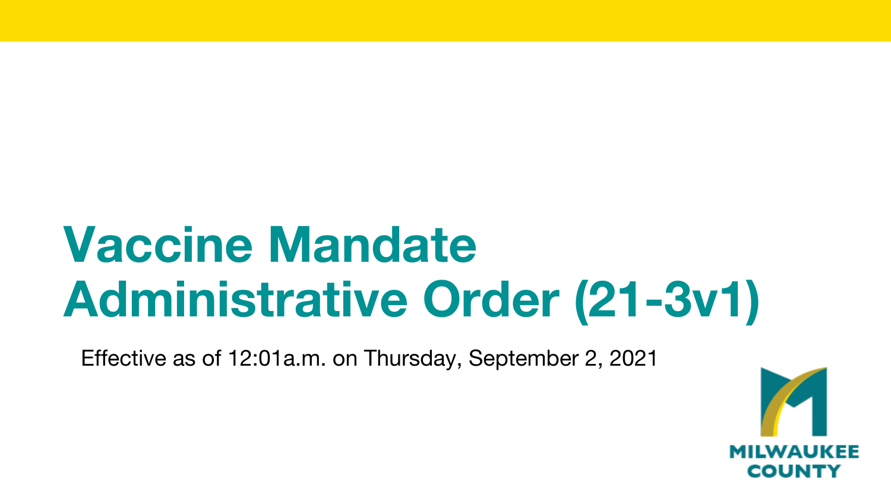# Vaccine Mandate Administrative Order (21-3v1)

Effective as of 12:01a.m. on Thursday, September 2, 2021

MILWAUKEE COUNTY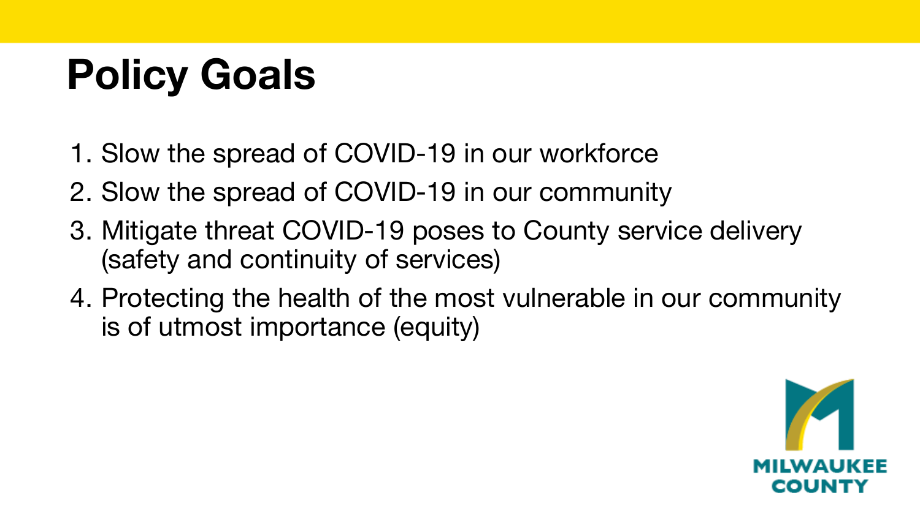# Policy Goals

1. Slow the spread of COVID-19 in our workforce
2. Slow the spread of COVID-19 in our community
3. Mitigate threat COVID-19 poses to County service delivery (safety and continuity of services)
4. Protecting the health of the most vulnerable in our community is of utmost importance (equity)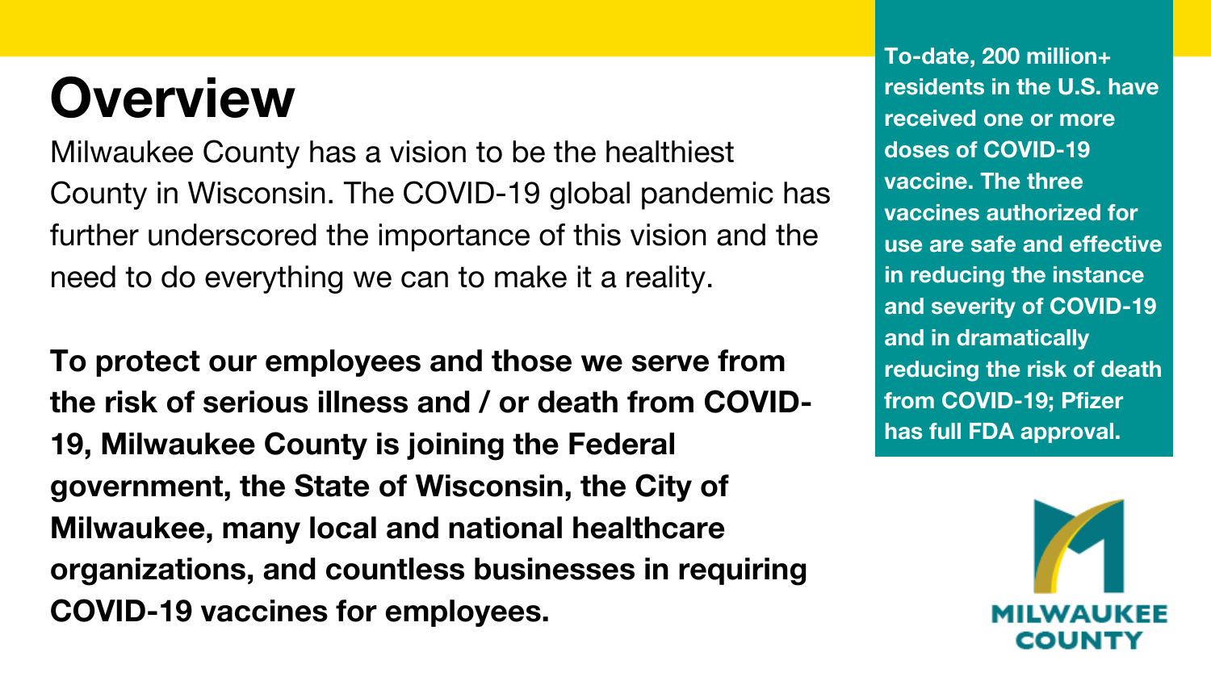# Overview

Milwaukee County has a vision to be the healthiest County in Wisconsin. The COVID-19 global pandemic has further underscored the importance of this vision and the need to do everything we can to make it a reality.

**To protect our employees and those we serve from the risk of serious illness and / or death from COVID-19, Milwaukee County is joining the Federal government, the State of Wisconsin, the City of Milwaukee, many local and national healthcare organizations, and countless businesses in requiring COVID-19 vaccines for employees.**

**To-date, 200 million+ residents in the U.S. have received one or more doses of COVID-19 vaccine. The three vaccines authorized for use are safe and effective in reducing the instance and severity of COVID-19 and in dramatically reducing the risk of death from COVID-19; Pfizer has full FDA approval.**

MILWAUKEE COUNTY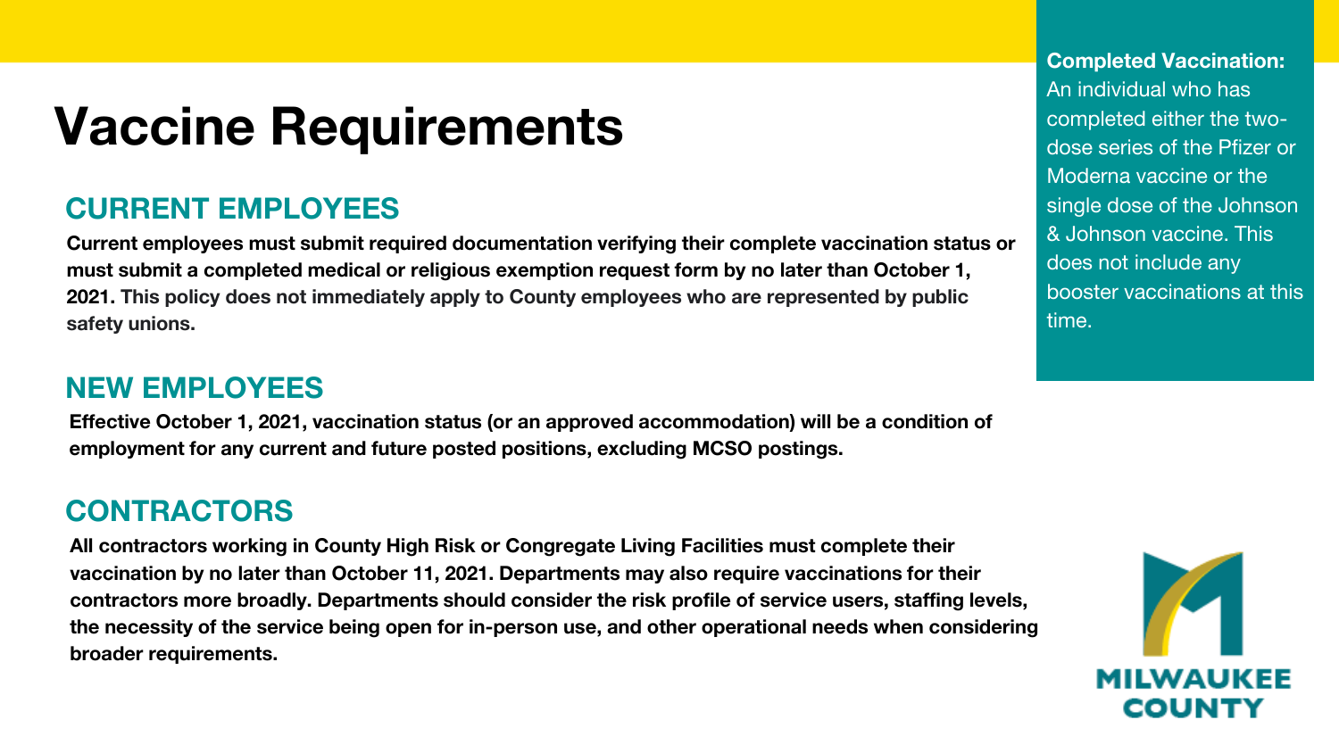# Vaccine Requirements

## CURRENT EMPLOYEES

**Current employees must submit required documentation verifying their complete vaccination status or must submit a completed medical or religious exemption request form by no later than October 1, 2021.** This policy does not immediately apply to County employees who are represented by public safety unions.

## NEW EMPLOYEES

**Effective October 1, 2021, vaccination status (or an approved accommodation) will be a condition of employment for any current and future posted positions, excluding MCSO postings.**

## CONTRACTORS

**All contractors working in County High Risk or Congregate Living Facilities must complete their vaccination by no later than October 11, 2021. Departments may also require vaccinations for their contractors more broadly. Departments should consider the risk profile of service users, staffing levels, the necessity of the service being open for in-person use, and other operational needs when considering broader requirements.**

**Completed Vaccination:** An individual who has completed either the two-dose series of the Pfizer or Moderna vaccine or the single dose of the Johnson & Johnson vaccine. This does not include any booster vaccinations at this time.

MILWAUKEE COUNTY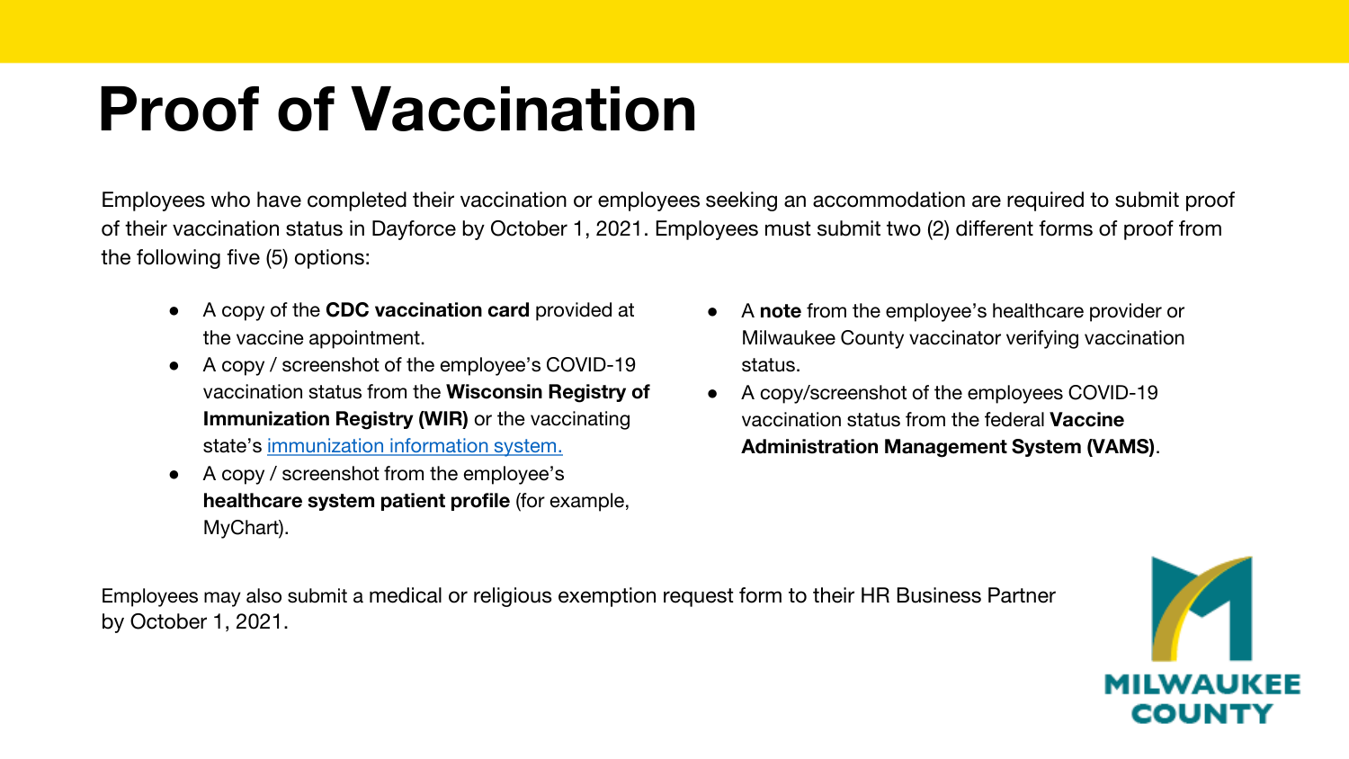# Proof of Vaccination

Employees who have completed their vaccination or employees seeking an accommodation are required to submit proof of their vaccination status in Dayforce by October 1, 2021. Employees must submit two (2) different forms of proof from the following five (5) options:

- A copy of the **CDC vaccination card** provided at the vaccine appointment.
- A copy / screenshot of the employee's COVID-19 vaccination status from the **Wisconsin Registry of Immunization Registry (WIR)** or the vaccinating state's immunization information system.
- A copy / screenshot from the employee's **healthcare system patient profile** (for example, MyChart).
- A **note** from the employee's healthcare provider or Milwaukee County vaccinator verifying vaccination status.
- A copy/screenshot of the employees COVID-19 vaccination status from the federal **Vaccine Administration Management System (VAMS)**.

Employees may also submit a medical or religious exemption request form to their HR Business Partner by October 1, 2021.

MILWAUKEE COUNTY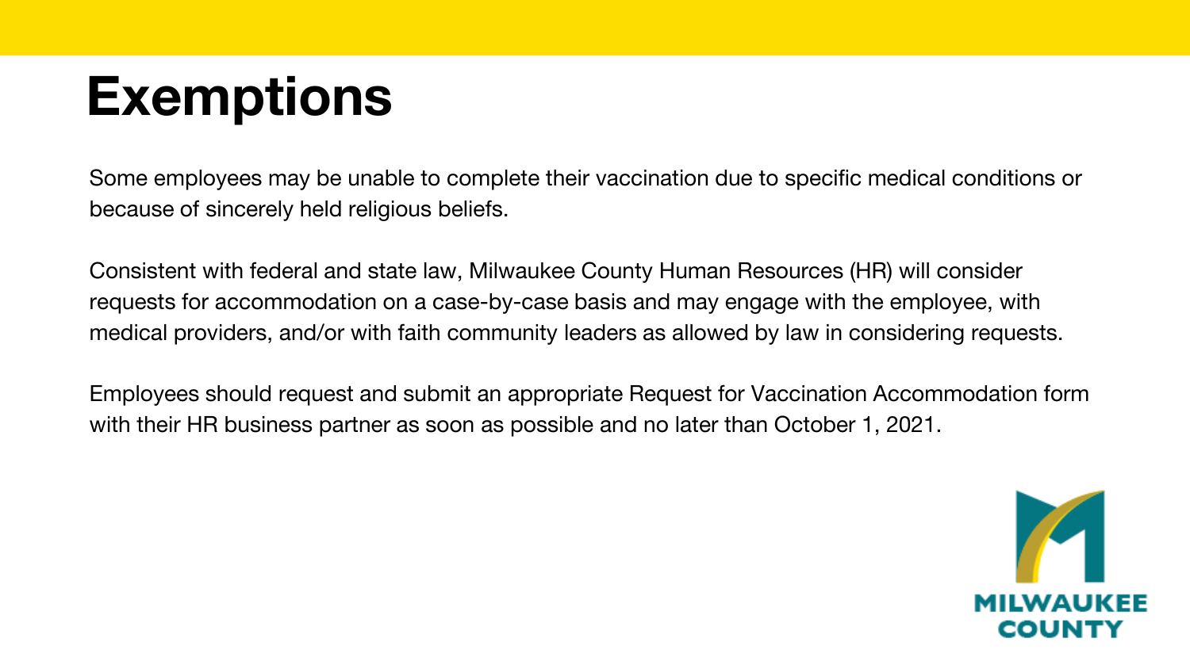# Exemptions

Some employees may be unable to complete their vaccination due to specific medical conditions or because of sincerely held religious beliefs.

Consistent with federal and state law, Milwaukee County Human Resources (HR) will consider requests for accommodation on a case-by-case basis and may engage with the employee, with medical providers, and/or with faith community leaders as allowed by law in considering requests.

Employees should request and submit an appropriate Request for Vaccination Accommodation form with their HR business partner as soon as possible and no later than October 1, 2021.

MILWAUKEE COUNTY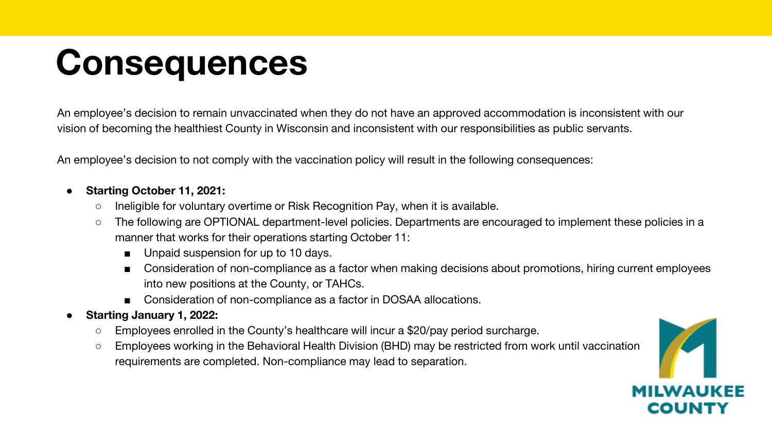# Consequences

An employee's decision to remain unvaccinated when they do not have an approved accommodation is inconsistent with our vision of becoming the healthiest County in Wisconsin and inconsistent with our responsibilities as public servants.

An employee's decision to not comply with the vaccination policy will result in the following consequences:

- **Starting October 11, 2021:**
  - Ineligible for voluntary overtime or Risk Recognition Pay, when it is available.
  - The following are OPTIONAL department-level policies. Departments are encouraged to implement these policies in a manner that works for their operations starting October 11:
    - Unpaid suspension for up to 10 days.
    - Consideration of non-compliance as a factor when making decisions about promotions, hiring current employees into new positions at the County, or TAHCs.
    - Consideration of non-compliance as a factor in DOSAA allocations.
- **Starting January 1, 2022:**
  - Employees enrolled in the County's healthcare will incur a $20/pay period surcharge.
  - Employees working in the Behavioral Health Division (BHD) may be restricted from work until vaccination requirements are completed. Non-compliance may lead to separation.

MILWAUKEE COUNTY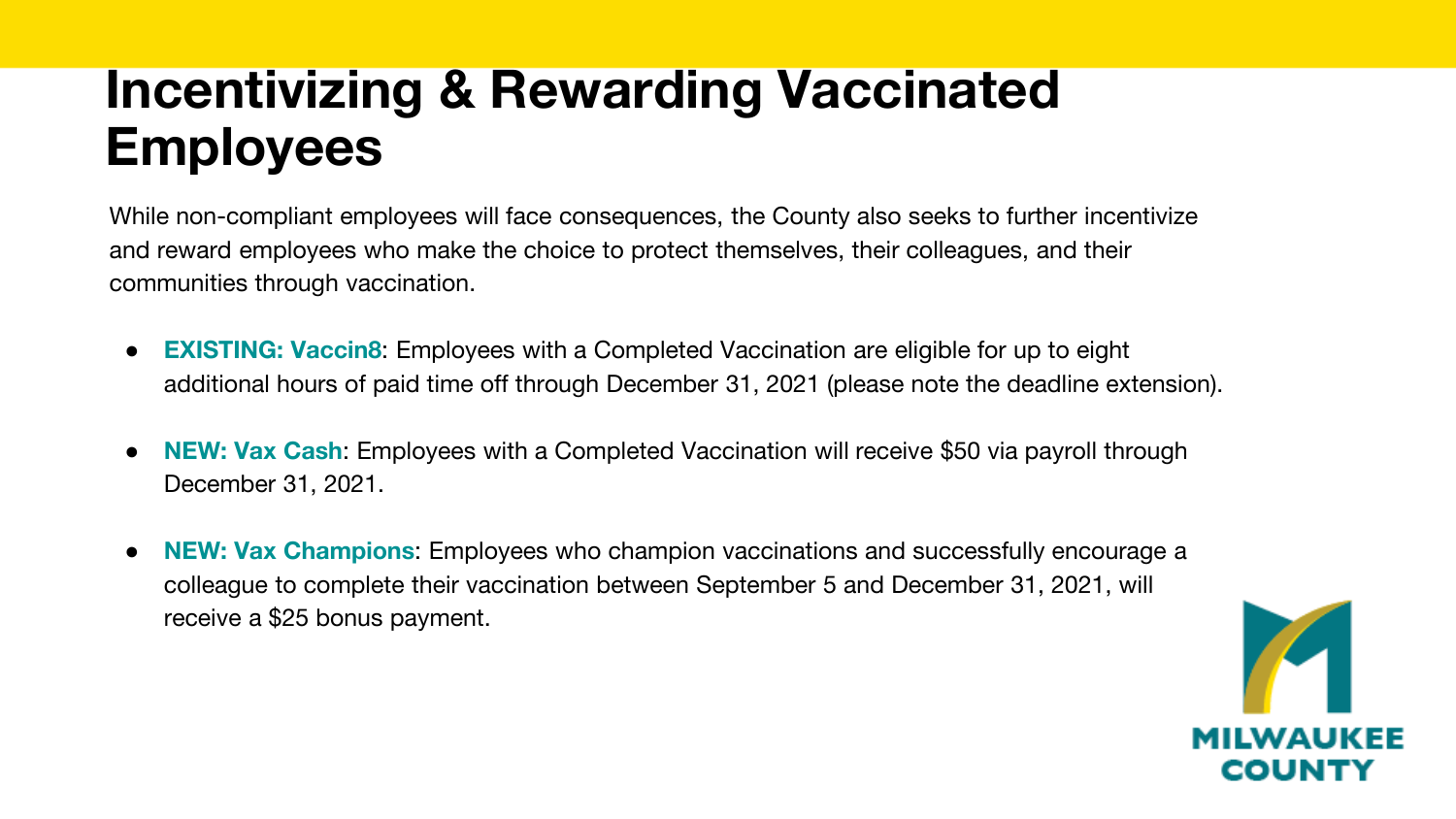# Incentivizing & Rewarding Vaccinated Employees

While non-compliant employees will face consequences, the County also seeks to further incentivize and reward employees who make the choice to protect themselves, their colleagues, and their communities through vaccination.

- **EXISTING: Vaccin8**: Employees with a Completed Vaccination are eligible for up to eight additional hours of paid time off through December 31, 2021 (please note the deadline extension).
- **NEW: Vax Cash**: Employees with a Completed Vaccination will receive $50 via payroll through December 31, 2021.
- **NEW: Vax Champions**: Employees who champion vaccinations and successfully encourage a colleague to complete their vaccination between September 5 and December 31, 2021, will receive a $25 bonus payment.

MILWAUKEE COUNTY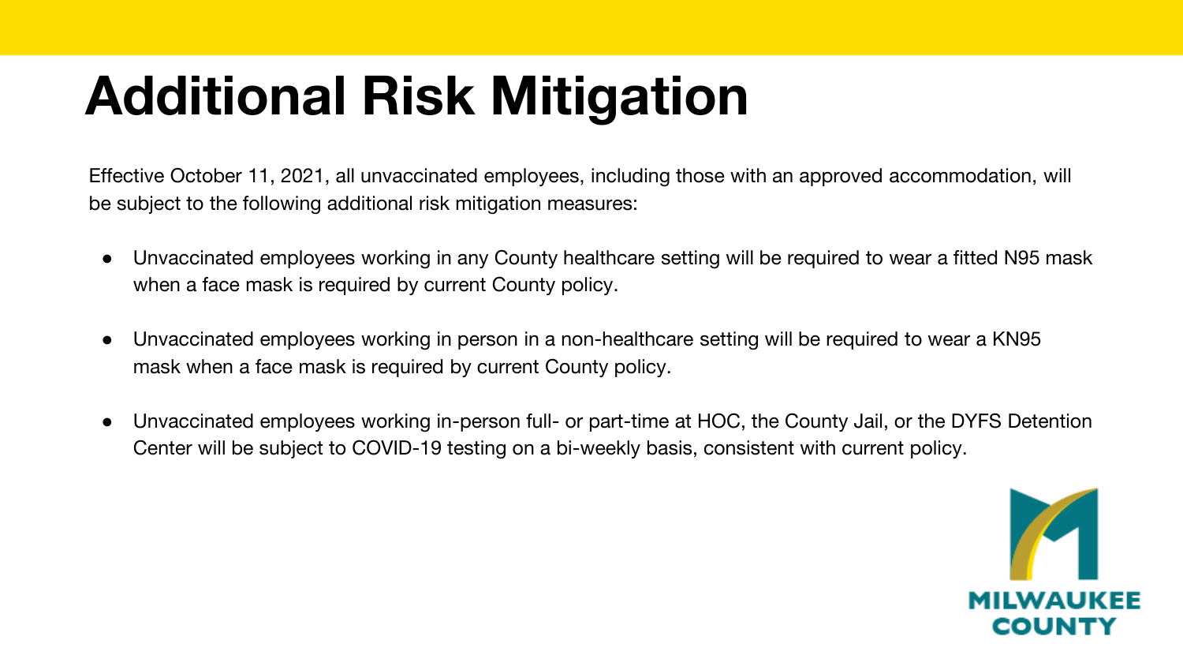# Additional Risk Mitigation

Effective October 11, 2021, all unvaccinated employees, including those with an approved accommodation, will be subject to the following additional risk mitigation measures:

- Unvaccinated employees working in any County healthcare setting will be required to wear a fitted N95 mask when a face mask is required by current County policy.
- Unvaccinated employees working in person in a non-healthcare setting will be required to wear a KN95 mask when a face mask is required by current County policy.
- Unvaccinated employees working in-person full- or part-time at HOC, the County Jail, or the DYFS Detention Center will be subject to COVID-19 testing on a bi-weekly basis, consistent with current policy.

MILWAUKEE COUNTY